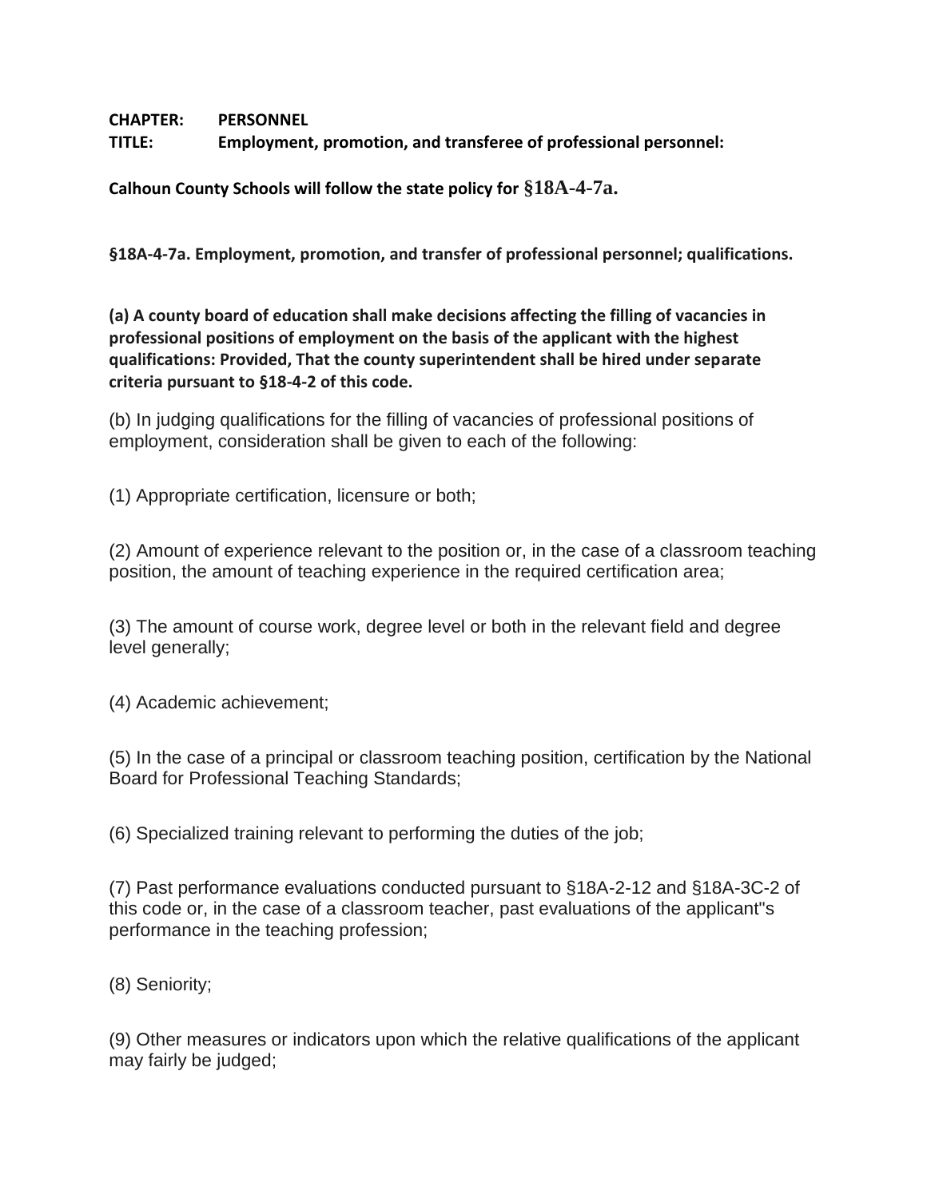**CHAPTER: PERSONNEL**
**TITLE: Employment, promotion, and transferee of professional personnel:**

**Calhoun County Schools will follow the state policy for §18A-4-7a.**

**§18A-4-7a. Employment, promotion, and transfer of professional personnel; qualifications.**

**(a) A county board of education shall make decisions affecting the filling of vacancies in professional positions of employment on the basis of the applicant with the highest qualifications: Provided, That the county superintendent shall be hired under separate criteria pursuant to §18-4-2 of this code.**

(b) In judging qualifications for the filling of vacancies of professional positions of employment, consideration shall be given to each of the following:

(1) Appropriate certification, licensure or both;

(2) Amount of experience relevant to the position or, in the case of a classroom teaching position, the amount of teaching experience in the required certification area;

(3) The amount of course work, degree level or both in the relevant field and degree level generally;

(4) Academic achievement;

(5) In the case of a principal or classroom teaching position, certification by the National Board for Professional Teaching Standards;

(6) Specialized training relevant to performing the duties of the job;

(7) Past performance evaluations conducted pursuant to §18A-2-12 and §18A-3C-2 of this code or, in the case of a classroom teacher, past evaluations of the applicant"s performance in the teaching profession;

(8) Seniority;

(9) Other measures or indicators upon which the relative qualifications of the applicant may fairly be judged;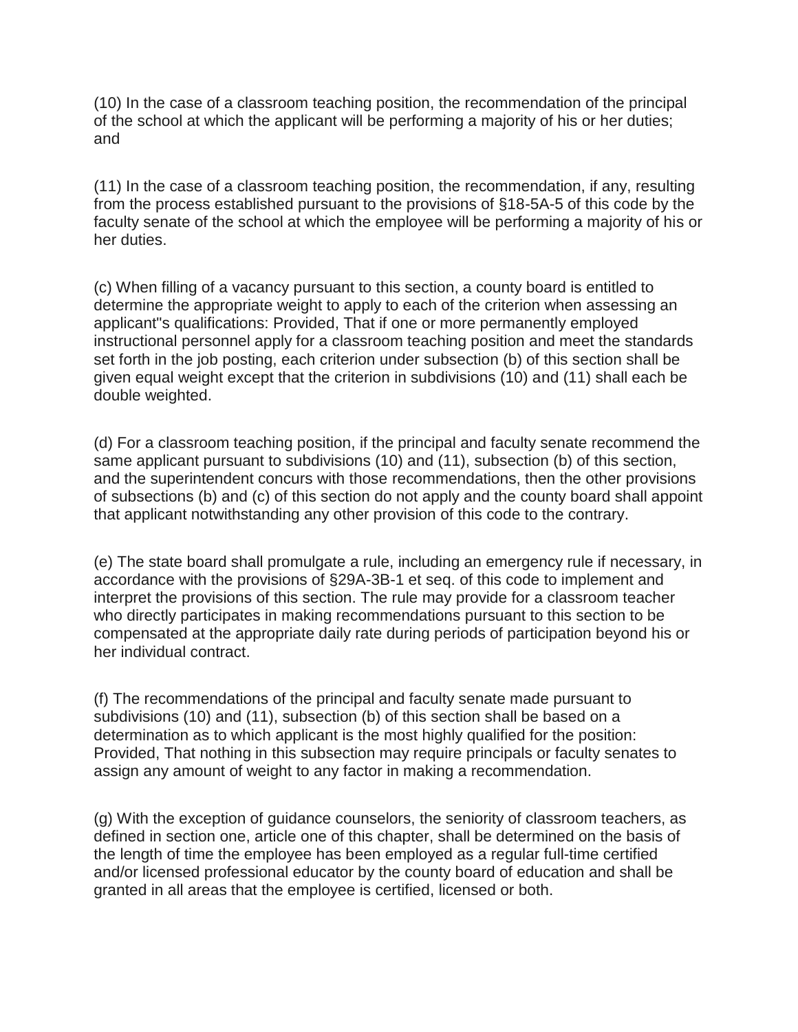(10) In the case of a classroom teaching position, the recommendation of the principal of the school at which the applicant will be performing a majority of his or her duties; and

(11) In the case of a classroom teaching position, the recommendation, if any, resulting from the process established pursuant to the provisions of §18-5A-5 of this code by the faculty senate of the school at which the employee will be performing a majority of his or her duties.

(c) When filling of a vacancy pursuant to this section, a county board is entitled to determine the appropriate weight to apply to each of the criterion when assessing an applicant"s qualifications: Provided, That if one or more permanently employed instructional personnel apply for a classroom teaching position and meet the standards set forth in the job posting, each criterion under subsection (b) of this section shall be given equal weight except that the criterion in subdivisions (10) and (11) shall each be double weighted.

(d) For a classroom teaching position, if the principal and faculty senate recommend the same applicant pursuant to subdivisions (10) and (11), subsection (b) of this section, and the superintendent concurs with those recommendations, then the other provisions of subsections (b) and (c) of this section do not apply and the county board shall appoint that applicant notwithstanding any other provision of this code to the contrary.

(e) The state board shall promulgate a rule, including an emergency rule if necessary, in accordance with the provisions of §29A-3B-1 et seq. of this code to implement and interpret the provisions of this section. The rule may provide for a classroom teacher who directly participates in making recommendations pursuant to this section to be compensated at the appropriate daily rate during periods of participation beyond his or her individual contract.

(f) The recommendations of the principal and faculty senate made pursuant to subdivisions (10) and (11), subsection (b) of this section shall be based on a determination as to which applicant is the most highly qualified for the position: Provided, That nothing in this subsection may require principals or faculty senates to assign any amount of weight to any factor in making a recommendation.

(g) With the exception of guidance counselors, the seniority of classroom teachers, as defined in section one, article one of this chapter, shall be determined on the basis of the length of time the employee has been employed as a regular full-time certified and/or licensed professional educator by the county board of education and shall be granted in all areas that the employee is certified, licensed or both.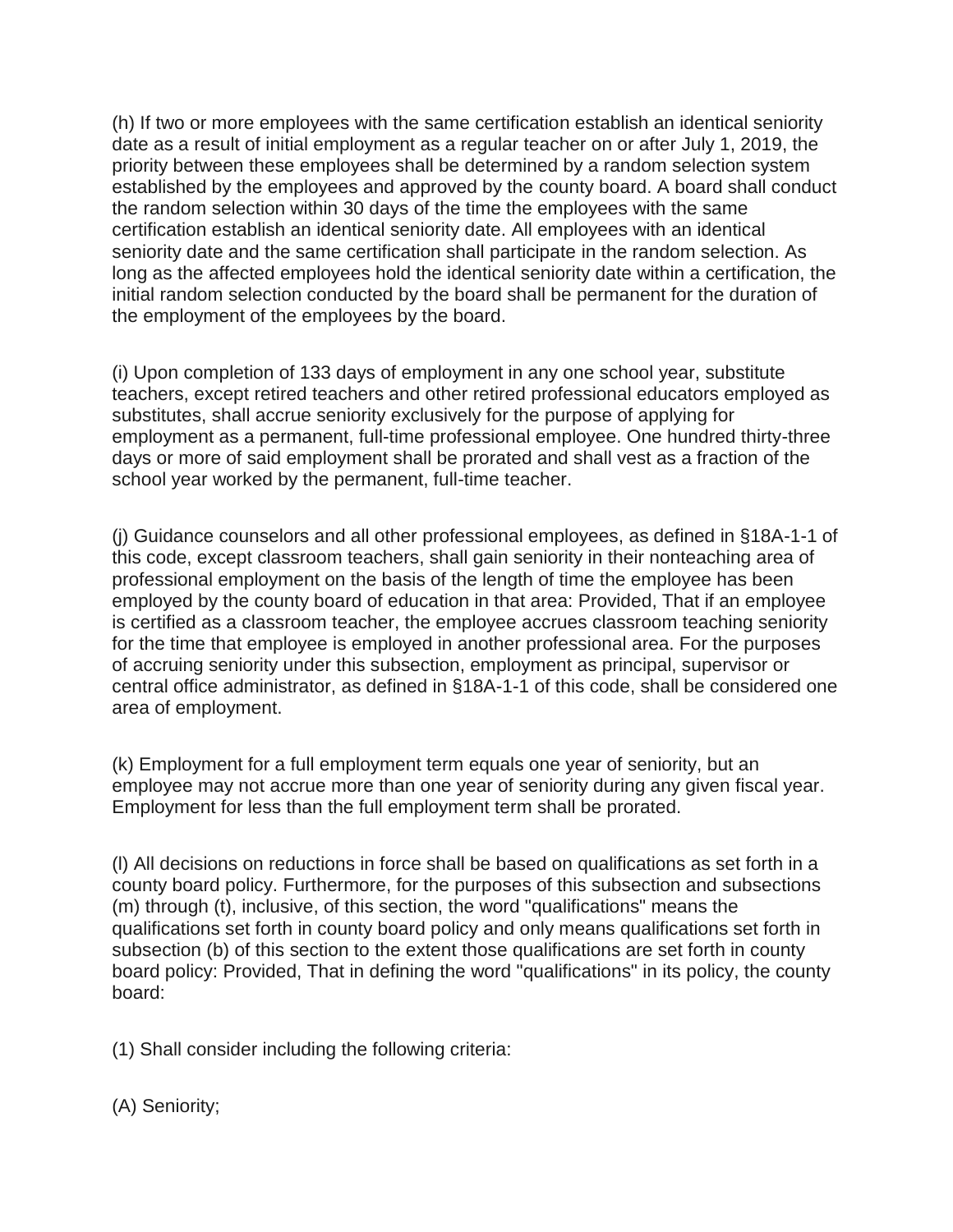(h) If two or more employees with the same certification establish an identical seniority date as a result of initial employment as a regular teacher on or after July 1, 2019, the priority between these employees shall be determined by a random selection system established by the employees and approved by the county board. A board shall conduct the random selection within 30 days of the time the employees with the same certification establish an identical seniority date. All employees with an identical seniority date and the same certification shall participate in the random selection. As long as the affected employees hold the identical seniority date within a certification, the initial random selection conducted by the board shall be permanent for the duration of the employment of the employees by the board.

(i) Upon completion of 133 days of employment in any one school year, substitute teachers, except retired teachers and other retired professional educators employed as substitutes, shall accrue seniority exclusively for the purpose of applying for employment as a permanent, full-time professional employee. One hundred thirty-three days or more of said employment shall be prorated and shall vest as a fraction of the school year worked by the permanent, full-time teacher.

(j) Guidance counselors and all other professional employees, as defined in §18A-1-1 of this code, except classroom teachers, shall gain seniority in their nonteaching area of professional employment on the basis of the length of time the employee has been employed by the county board of education in that area: Provided, That if an employee is certified as a classroom teacher, the employee accrues classroom teaching seniority for the time that employee is employed in another professional area. For the purposes of accruing seniority under this subsection, employment as principal, supervisor or central office administrator, as defined in §18A-1-1 of this code, shall be considered one area of employment.

(k) Employment for a full employment term equals one year of seniority, but an employee may not accrue more than one year of seniority during any given fiscal year. Employment for less than the full employment term shall be prorated.

(l) All decisions on reductions in force shall be based on qualifications as set forth in a county board policy. Furthermore, for the purposes of this subsection and subsections (m) through (t), inclusive, of this section, the word "qualifications" means the qualifications set forth in county board policy and only means qualifications set forth in subsection (b) of this section to the extent those qualifications are set forth in county board policy: Provided, That in defining the word "qualifications" in its policy, the county board:

(1) Shall consider including the following criteria:

(A) Seniority;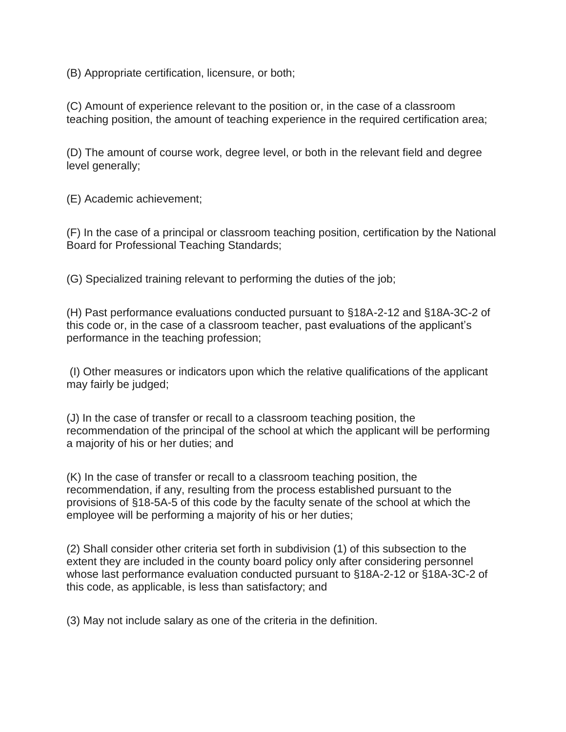(B) Appropriate certification, licensure, or both;

(C) Amount of experience relevant to the position or, in the case of a classroom teaching position, the amount of teaching experience in the required certification area;

(D) The amount of course work, degree level, or both in the relevant field and degree level generally;

(E) Academic achievement;

(F) In the case of a principal or classroom teaching position, certification by the National Board for Professional Teaching Standards;

(G) Specialized training relevant to performing the duties of the job;

(H) Past performance evaluations conducted pursuant to §18A-2-12 and §18A-3C-2 of this code or, in the case of a classroom teacher, past evaluations of the applicant's performance in the teaching profession;

(I) Other measures or indicators upon which the relative qualifications of the applicant may fairly be judged;

(J) In the case of transfer or recall to a classroom teaching position, the recommendation of the principal of the school at which the applicant will be performing a majority of his or her duties; and

(K) In the case of transfer or recall to a classroom teaching position, the recommendation, if any, resulting from the process established pursuant to the provisions of §18-5A-5 of this code by the faculty senate of the school at which the employee will be performing a majority of his or her duties;

(2) Shall consider other criteria set forth in subdivision (1) of this subsection to the extent they are included in the county board policy only after considering personnel whose last performance evaluation conducted pursuant to §18A-2-12 or §18A-3C-2 of this code, as applicable, is less than satisfactory; and

(3) May not include salary as one of the criteria in the definition.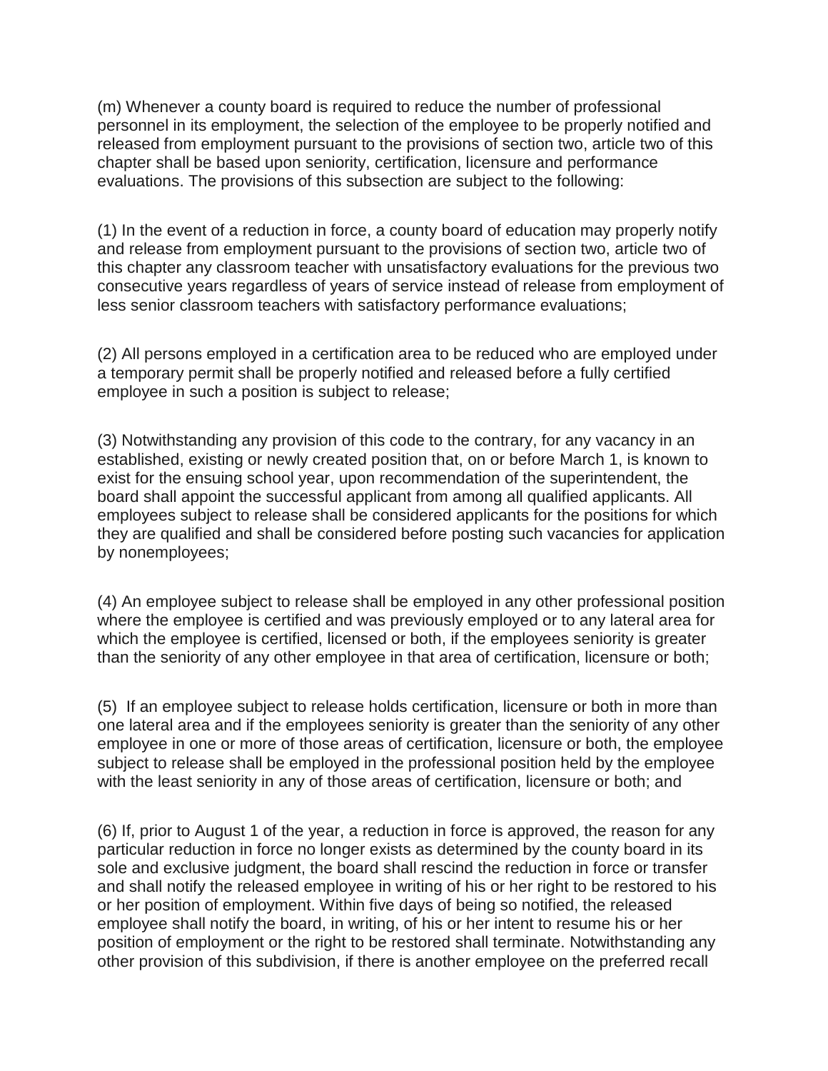(m) Whenever a county board is required to reduce the number of professional personnel in its employment, the selection of the employee to be properly notified and released from employment pursuant to the provisions of section two, article two of this chapter shall be based upon seniority, certification, licensure and performance evaluations. The provisions of this subsection are subject to the following:

(1) In the event of a reduction in force, a county board of education may properly notify and release from employment pursuant to the provisions of section two, article two of this chapter any classroom teacher with unsatisfactory evaluations for the previous two consecutive years regardless of years of service instead of release from employment of less senior classroom teachers with satisfactory performance evaluations;

(2) All persons employed in a certification area to be reduced who are employed under a temporary permit shall be properly notified and released before a fully certified employee in such a position is subject to release;

(3) Notwithstanding any provision of this code to the contrary, for any vacancy in an established, existing or newly created position that, on or before March 1, is known to exist for the ensuing school year, upon recommendation of the superintendent, the board shall appoint the successful applicant from among all qualified applicants. All employees subject to release shall be considered applicants for the positions for which they are qualified and shall be considered before posting such vacancies for application by nonemployees;

(4) An employee subject to release shall be employed in any other professional position where the employee is certified and was previously employed or to any lateral area for which the employee is certified, licensed or both, if the employees seniority is greater than the seniority of any other employee in that area of certification, licensure or both;

(5) If an employee subject to release holds certification, licensure or both in more than one lateral area and if the employees seniority is greater than the seniority of any other employee in one or more of those areas of certification, licensure or both, the employee subject to release shall be employed in the professional position held by the employee with the least seniority in any of those areas of certification, licensure or both; and

(6) If, prior to August 1 of the year, a reduction in force is approved, the reason for any particular reduction in force no longer exists as determined by the county board in its sole and exclusive judgment, the board shall rescind the reduction in force or transfer and shall notify the released employee in writing of his or her right to be restored to his or her position of employment. Within five days of being so notified, the released employee shall notify the board, in writing, of his or her intent to resume his or her position of employment or the right to be restored shall terminate. Notwithstanding any other provision of this subdivision, if there is another employee on the preferred recall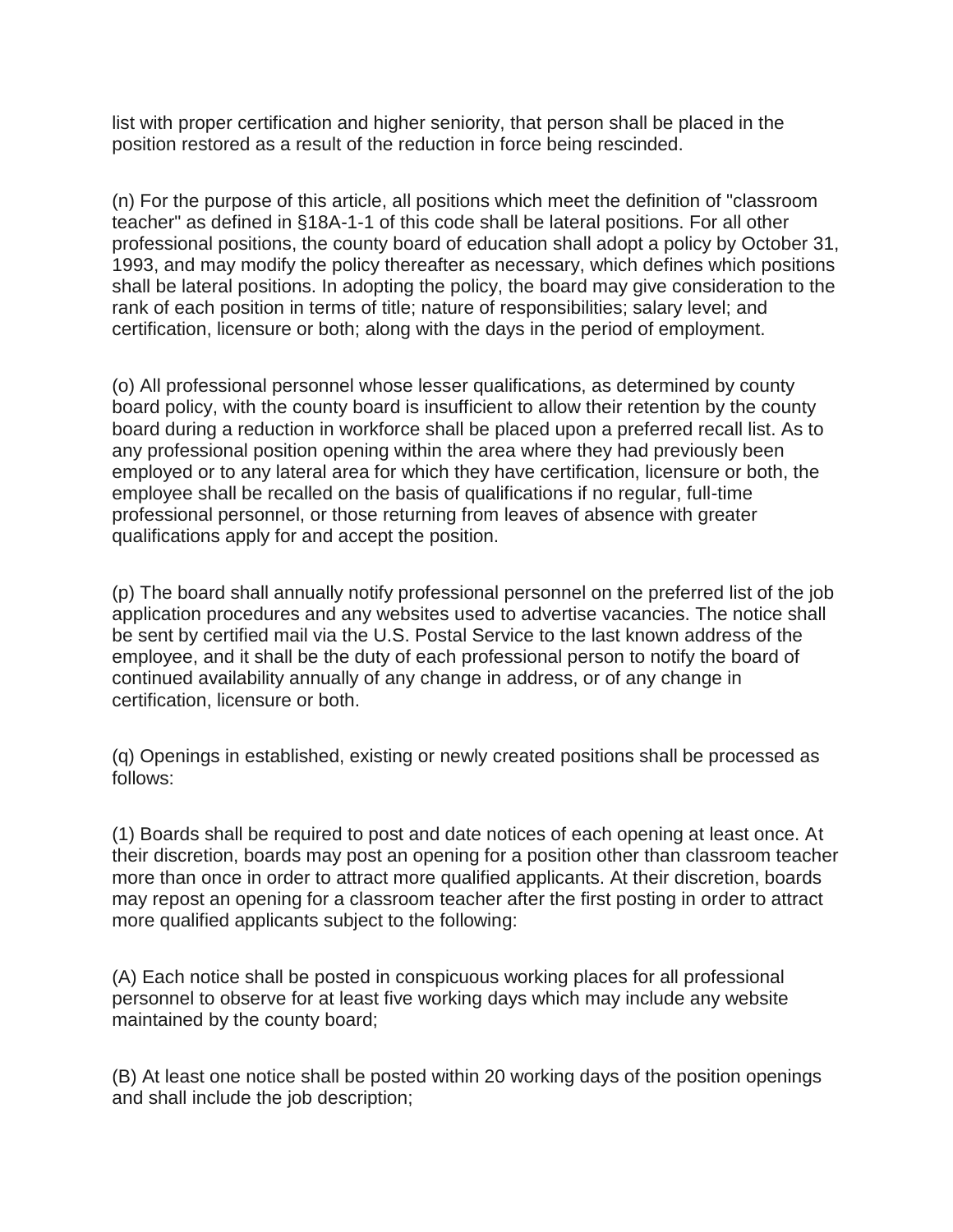list with proper certification and higher seniority, that person shall be placed in the position restored as a result of the reduction in force being rescinded.

(n) For the purpose of this article, all positions which meet the definition of "classroom teacher" as defined in §18A-1-1 of this code shall be lateral positions. For all other professional positions, the county board of education shall adopt a policy by October 31, 1993, and may modify the policy thereafter as necessary, which defines which positions shall be lateral positions. In adopting the policy, the board may give consideration to the rank of each position in terms of title; nature of responsibilities; salary level; and certification, licensure or both; along with the days in the period of employment.

(o) All professional personnel whose lesser qualifications, as determined by county board policy, with the county board is insufficient to allow their retention by the county board during a reduction in workforce shall be placed upon a preferred recall list. As to any professional position opening within the area where they had previously been employed or to any lateral area for which they have certification, licensure or both, the employee shall be recalled on the basis of qualifications if no regular, full-time professional personnel, or those returning from leaves of absence with greater qualifications apply for and accept the position.

(p) The board shall annually notify professional personnel on the preferred list of the job application procedures and any websites used to advertise vacancies. The notice shall be sent by certified mail via the U.S. Postal Service to the last known address of the employee, and it shall be the duty of each professional person to notify the board of continued availability annually of any change in address, or of any change in certification, licensure or both.

(q) Openings in established, existing or newly created positions shall be processed as follows:

(1) Boards shall be required to post and date notices of each opening at least once. At their discretion, boards may post an opening for a position other than classroom teacher more than once in order to attract more qualified applicants. At their discretion, boards may repost an opening for a classroom teacher after the first posting in order to attract more qualified applicants subject to the following:

(A) Each notice shall be posted in conspicuous working places for all professional personnel to observe for at least five working days which may include any website maintained by the county board;

(B) At least one notice shall be posted within 20 working days of the position openings and shall include the job description;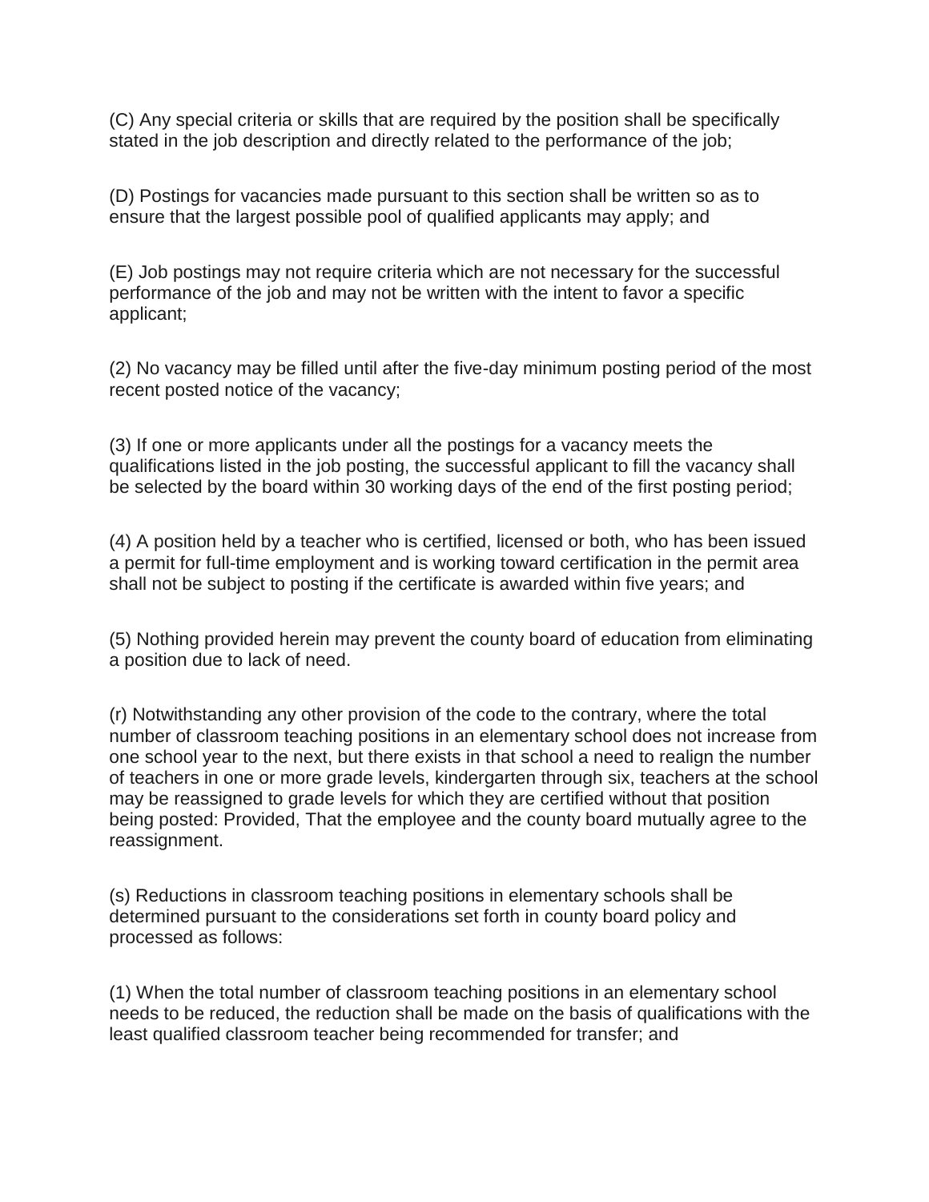(C) Any special criteria or skills that are required by the position shall be specifically stated in the job description and directly related to the performance of the job;

(D) Postings for vacancies made pursuant to this section shall be written so as to ensure that the largest possible pool of qualified applicants may apply; and

(E) Job postings may not require criteria which are not necessary for the successful performance of the job and may not be written with the intent to favor a specific applicant;

(2) No vacancy may be filled until after the five-day minimum posting period of the most recent posted notice of the vacancy;

(3) If one or more applicants under all the postings for a vacancy meets the qualifications listed in the job posting, the successful applicant to fill the vacancy shall be selected by the board within 30 working days of the end of the first posting period;

(4) A position held by a teacher who is certified, licensed or both, who has been issued a permit for full-time employment and is working toward certification in the permit area shall not be subject to posting if the certificate is awarded within five years; and

(5) Nothing provided herein may prevent the county board of education from eliminating a position due to lack of need.

(r) Notwithstanding any other provision of the code to the contrary, where the total number of classroom teaching positions in an elementary school does not increase from one school year to the next, but there exists in that school a need to realign the number of teachers in one or more grade levels, kindergarten through six, teachers at the school may be reassigned to grade levels for which they are certified without that position being posted: Provided, That the employee and the county board mutually agree to the reassignment.

(s) Reductions in classroom teaching positions in elementary schools shall be determined pursuant to the considerations set forth in county board policy and processed as follows:

(1) When the total number of classroom teaching positions in an elementary school needs to be reduced, the reduction shall be made on the basis of qualifications with the least qualified classroom teacher being recommended for transfer; and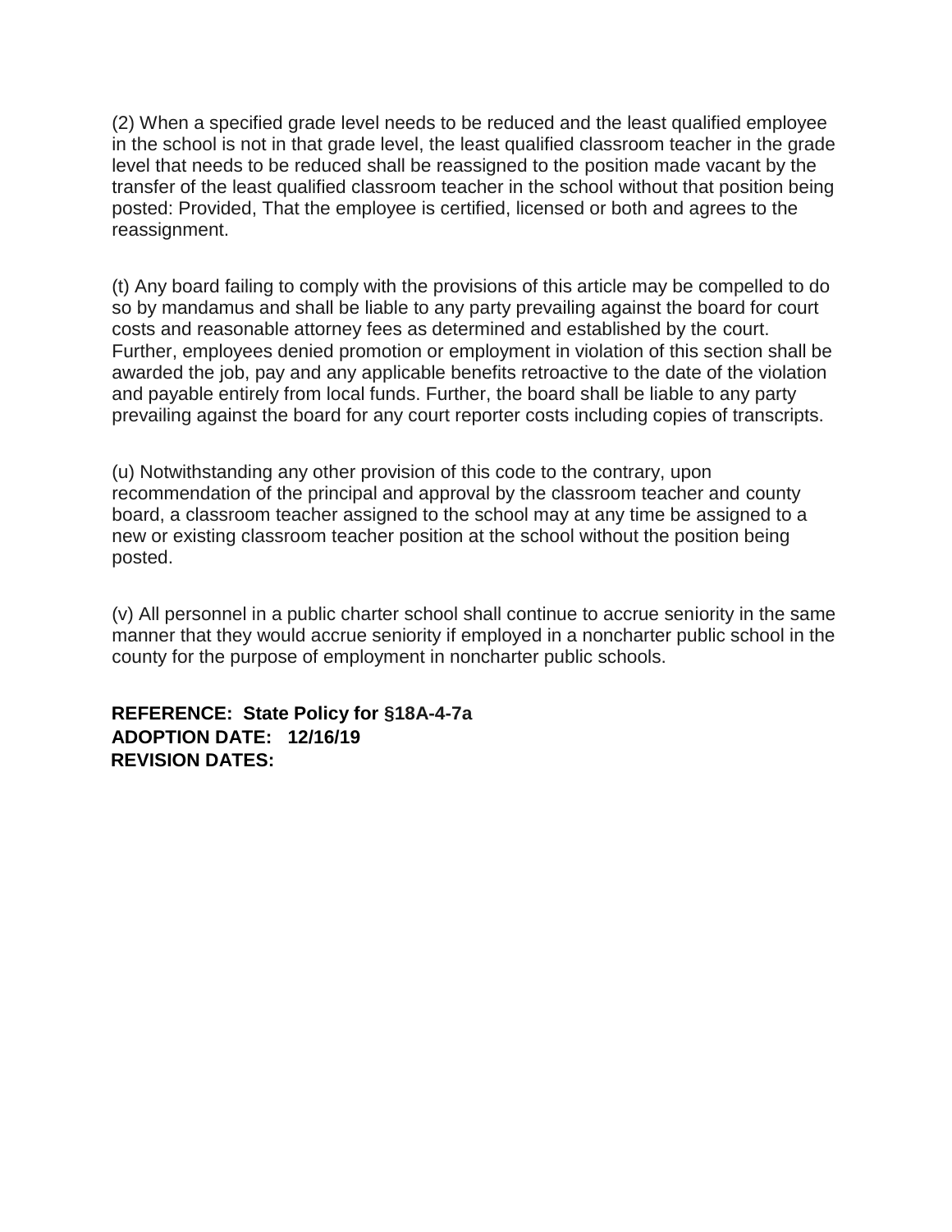(2) When a specified grade level needs to be reduced and the least qualified employee in the school is not in that grade level, the least qualified classroom teacher in the grade level that needs to be reduced shall be reassigned to the position made vacant by the transfer of the least qualified classroom teacher in the school without that position being posted: Provided, That the employee is certified, licensed or both and agrees to the reassignment.

(t) Any board failing to comply with the provisions of this article may be compelled to do so by mandamus and shall be liable to any party prevailing against the board for court costs and reasonable attorney fees as determined and established by the court. Further, employees denied promotion or employment in violation of this section shall be awarded the job, pay and any applicable benefits retroactive to the date of the violation and payable entirely from local funds. Further, the board shall be liable to any party prevailing against the board for any court reporter costs including copies of transcripts.

(u) Notwithstanding any other provision of this code to the contrary, upon recommendation of the principal and approval by the classroom teacher and county board, a classroom teacher assigned to the school may at any time be assigned to a new or existing classroom teacher position at the school without the position being posted.

(v) All personnel in a public charter school shall continue to accrue seniority in the same manner that they would accrue seniority if employed in a noncharter public school in the county for the purpose of employment in noncharter public schools.

**REFERENCE: State Policy for §18A-4-7a**
**ADOPTION DATE: 12/16/19**
**REVISION DATES:**